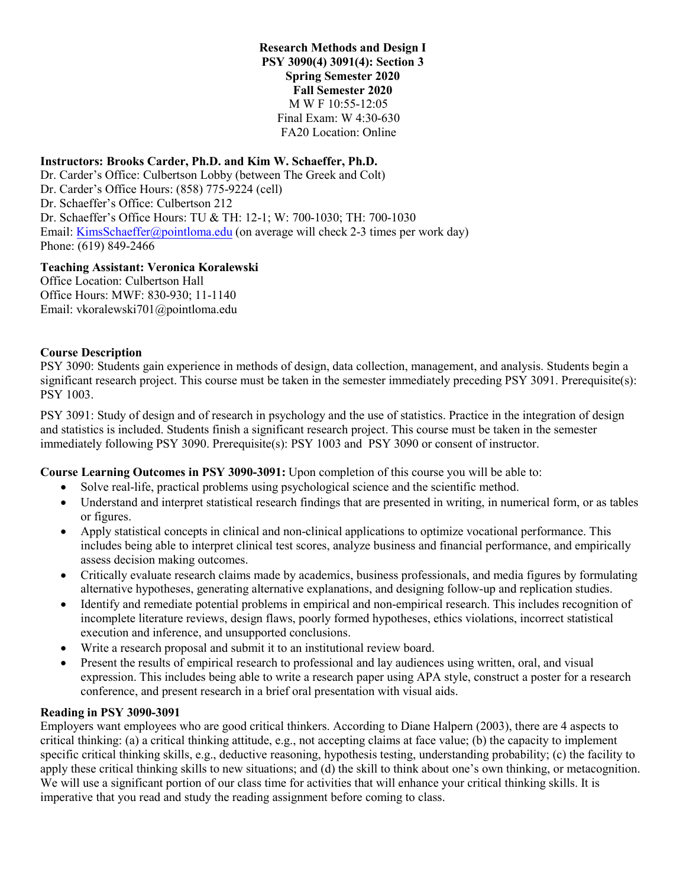**Research Methods and Design I**
**PSY 3090(4) 3091(4): Section 3**
**Spring Semester 2020**
**Fall Semester 2020**
M W F 10:55-12:05
Final Exam: W 4:30-630
FA20 Location: Online

**Instructors: Brooks Carder, Ph.D. and Kim W. Schaeffer, Ph.D.**
Dr. Carder's Office: Culbertson Lobby (between The Greek and Colt)
Dr. Carder's Office Hours: (858) 775-9224 (cell)
Dr. Schaeffer's Office: Culbertson 212
Dr. Schaeffer's Office Hours: TU & TH: 12-1; W: 700-1030; TH: 700-1030
Email: KimsSchaeffer@pointloma.edu (on average will check 2-3 times per work day)
Phone: (619) 849-2466

**Teaching Assistant: Veronica Koralewski**
Office Location: Culbertson Hall
Office Hours: MWF: 830-930; 11-1140
Email: vkoralewski701@pointloma.edu

**Course Description**

PSY 3090: Students gain experience in methods of design, data collection, management, and analysis. Students begin a significant research project. This course must be taken in the semester immediately preceding PSY 3091. Prerequisite(s): PSY 1003.

PSY 3091: Study of design and of research in psychology and the use of statistics. Practice in the integration of design and statistics is included. Students finish a significant research project. This course must be taken in the semester immediately following PSY 3090. Prerequisite(s): PSY 1003 and PSY 3090 or consent of instructor.

**Course Learning Outcomes in PSY 3090-3091:** Upon completion of this course you will be able to:

- Solve real-life, practical problems using psychological science and the scientific method.
- Understand and interpret statistical research findings that are presented in writing, in numerical form, or as tables or figures.
- Apply statistical concepts in clinical and non-clinical applications to optimize vocational performance. This includes being able to interpret clinical test scores, analyze business and financial performance, and empirically assess decision making outcomes.
- Critically evaluate research claims made by academics, business professionals, and media figures by formulating alternative hypotheses, generating alternative explanations, and designing follow-up and replication studies.
- Identify and remediate potential problems in empirical and non-empirical research. This includes recognition of incomplete literature reviews, design flaws, poorly formed hypotheses, ethics violations, incorrect statistical execution and inference, and unsupported conclusions.
- Write a research proposal and submit it to an institutional review board.
- Present the results of empirical research to professional and lay audiences using written, oral, and visual expression. This includes being able to write a research paper using APA style, construct a poster for a research conference, and present research in a brief oral presentation with visual aids.

**Reading in PSY 3090-3091**

Employers want employees who are good critical thinkers. According to Diane Halpern (2003), there are 4 aspects to critical thinking: (a) a critical thinking attitude, e.g., not accepting claims at face value; (b) the capacity to implement specific critical thinking skills, e.g., deductive reasoning, hypothesis testing, understanding probability; (c) the facility to apply these critical thinking skills to new situations; and (d) the skill to think about one's own thinking, or metacognition. We will use a significant portion of our class time for activities that will enhance your critical thinking skills. It is imperative that you read and study the reading assignment before coming to class.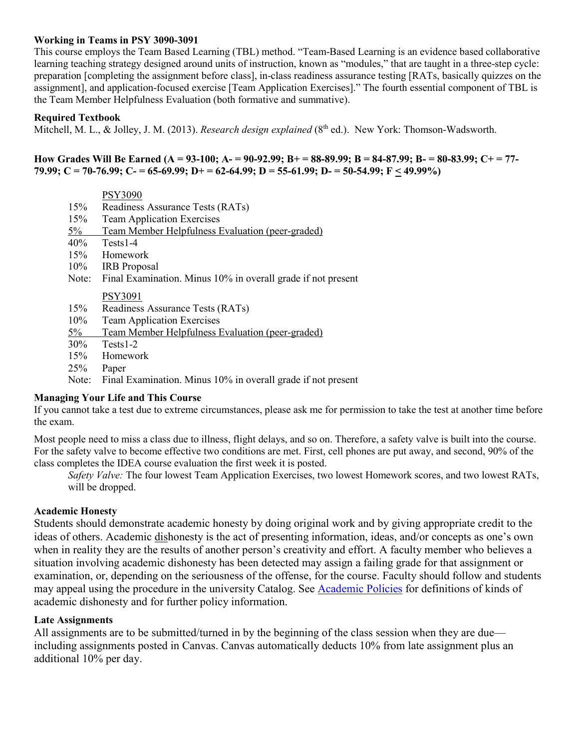### Working in Teams in PSY 3090-3091

This course employs the Team Based Learning (TBL) method. "Team-Based Learning is an evidence based collaborative learning teaching strategy designed around units of instruction, known as "modules," that are taught in a three-step cycle: preparation [completing the assignment before class], in-class readiness assurance testing [RATs, basically quizzes on the assignment], and application-focused exercise [Team Application Exercises]." The fourth essential component of TBL is the Team Member Helpfulness Evaluation (both formative and summative).

### Required Textbook

Mitchell, M. L., & Jolley, J. M. (2013). *Research design explained* (8th ed.). New York: Thomson-Wadsworth.

### How Grades Will Be Earned (A = 93-100; A- = 90-92.99; B+ = 88-89.99; B = 84-87.99; B- = 80-83.99; C+ = 77-79.99; C = 70-76.99; C- = 65-69.99; D+ = 62-64.99; D = 55-61.99; D- = 50-54.99; F ≤ 49.99%)

PSY3090

| | |
|---|---|
| 15% | Readiness Assurance Tests (RATs) |
| 15% | Team Application Exercises |
| 5% | Team Member Helpfulness Evaluation (peer-graded) |
| 40% | Tests1-4 |
| 15% | Homework |
| 10% | IRB Proposal |
| Note: | Final Examination. Minus 10% in overall grade if not present |

PSY3091

| | |
|---|---|
| 15% | Readiness Assurance Tests (RATs) |
| 10% | Team Application Exercises |
| 5% | Team Member Helpfulness Evaluation (peer-graded) |
| 30% | Tests1-2 |
| 15% | Homework |
| 25% | Paper |
| Note: | Final Examination. Minus 10% in overall grade if not present |

### Managing Your Life and This Course

If you cannot take a test due to extreme circumstances, please ask me for permission to take the test at another time before the exam.

Most people need to miss a class due to illness, flight delays, and so on. Therefore, a safety valve is built into the course. For the safety valve to become effective two conditions are met. First, cell phones are put away, and second, 90% of the class completes the IDEA course evaluation the first week it is posted.

*Safety Valve:* The four lowest Team Application Exercises, two lowest Homework scores, and two lowest RATs, will be dropped.

### Academic Honesty

Students should demonstrate academic honesty by doing original work and by giving appropriate credit to the ideas of others. Academic dishonesty is the act of presenting information, ideas, and/or concepts as one's own when in reality they are the results of another person's creativity and effort. A faculty member who believes a situation involving academic dishonesty has been detected may assign a failing grade for that assignment or examination, or, depending on the seriousness of the offense, for the course. Faculty should follow and students may appeal using the procedure in the university Catalog. See Academic Policies for definitions of kinds of academic dishonesty and for further policy information.

### Late Assignments

All assignments are to be submitted/turned in by the beginning of the class session when they are due—including assignments posted in Canvas. Canvas automatically deducts 10% from late assignment plus an additional 10% per day.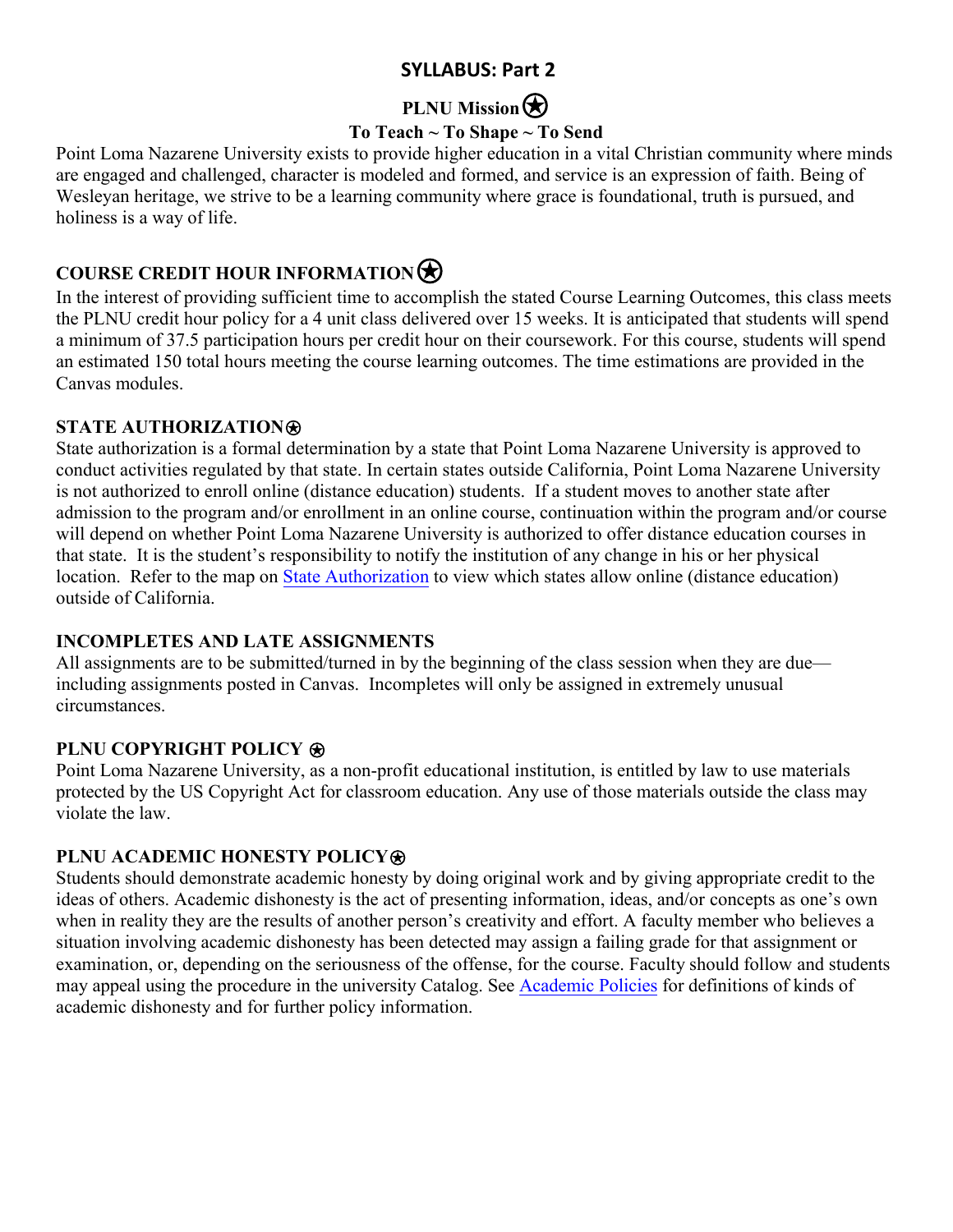## SYLLABUS: Part 2

### PLNU Mission ⍟

**To Teach ~ To Shape ~ To Send**

Point Loma Nazarene University exists to provide higher education in a vital Christian community where minds are engaged and challenged, character is modeled and formed, and service is an expression of faith. Being of Wesleyan heritage, we strive to be a learning community where grace is foundational, truth is pursued, and holiness is a way of life.

### COURSE CREDIT HOUR INFORMATION ⍟

In the interest of providing sufficient time to accomplish the stated Course Learning Outcomes, this class meets the PLNU credit hour policy for a 4 unit class delivered over 15 weeks. It is anticipated that students will spend a minimum of 37.5 participation hours per credit hour on their coursework. For this course, students will spend an estimated 150 total hours meeting the course learning outcomes. The time estimations are provided in the Canvas modules.

### STATE AUTHORIZATION ⍟

State authorization is a formal determination by a state that Point Loma Nazarene University is approved to conduct activities regulated by that state. In certain states outside California, Point Loma Nazarene University is not authorized to enroll online (distance education) students. If a student moves to another state after admission to the program and/or enrollment in an online course, continuation within the program and/or course will depend on whether Point Loma Nazarene University is authorized to offer distance education courses in that state. It is the student's responsibility to notify the institution of any change in his or her physical location. Refer to the map on State Authorization to view which states allow online (distance education) outside of California.

### INCOMPLETES AND LATE ASSIGNMENTS

All assignments are to be submitted/turned in by the beginning of the class session when they are due—including assignments posted in Canvas. Incompletes will only be assigned in extremely unusual circumstances.

### PLNU COPYRIGHT POLICY ⍟

Point Loma Nazarene University, as a non-profit educational institution, is entitled by law to use materials protected by the US Copyright Act for classroom education. Any use of those materials outside the class may violate the law.

### PLNU ACADEMIC HONESTY POLICY ⍟

Students should demonstrate academic honesty by doing original work and by giving appropriate credit to the ideas of others. Academic dishonesty is the act of presenting information, ideas, and/or concepts as one's own when in reality they are the results of another person's creativity and effort. A faculty member who believes a situation involving academic dishonesty has been detected may assign a failing grade for that assignment or examination, or, depending on the seriousness of the offense, for the course. Faculty should follow and students may appeal using the procedure in the university Catalog. See Academic Policies for definitions of kinds of academic dishonesty and for further policy information.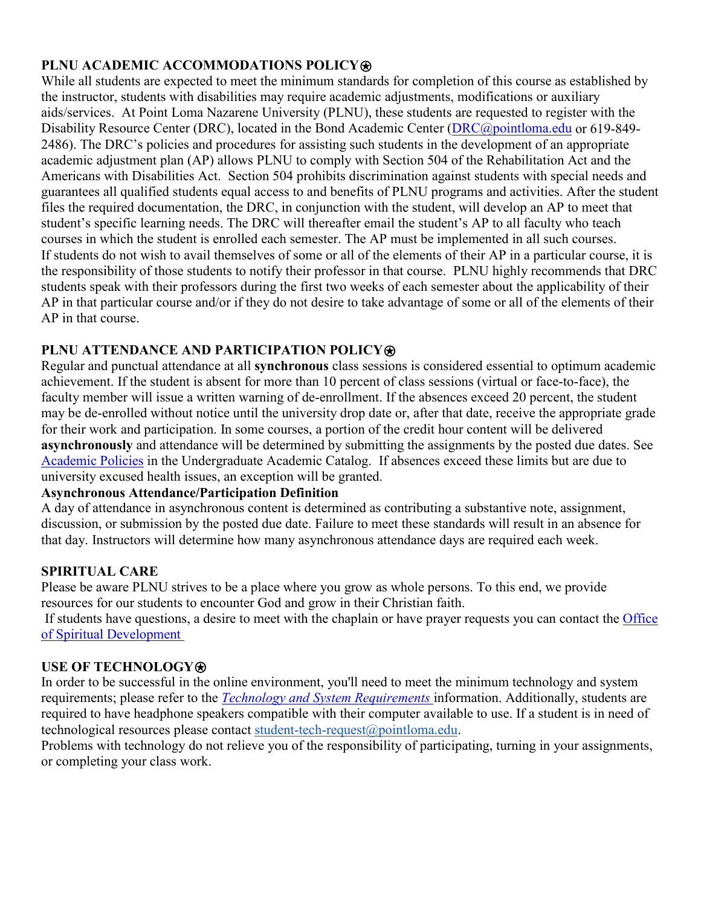## PLNU ACADEMIC ACCOMMODATIONS POLICY⍟

While all students are expected to meet the minimum standards for completion of this course as established by the instructor, students with disabilities may require academic adjustments, modifications or auxiliary aids/services. At Point Loma Nazarene University (PLNU), these students are requested to register with the Disability Resource Center (DRC), located in the Bond Academic Center (DRC@pointloma.edu or 619-849-2486). The DRC's policies and procedures for assisting such students in the development of an appropriate academic adjustment plan (AP) allows PLNU to comply with Section 504 of the Rehabilitation Act and the Americans with Disabilities Act. Section 504 prohibits discrimination against students with special needs and guarantees all qualified students equal access to and benefits of PLNU programs and activities. After the student files the required documentation, the DRC, in conjunction with the student, will develop an AP to meet that student's specific learning needs. The DRC will thereafter email the student's AP to all faculty who teach courses in which the student is enrolled each semester. The AP must be implemented in all such courses. If students do not wish to avail themselves of some or all of the elements of their AP in a particular course, it is the responsibility of those students to notify their professor in that course. PLNU highly recommends that DRC students speak with their professors during the first two weeks of each semester about the applicability of their AP in that particular course and/or if they do not desire to take advantage of some or all of the elements of their AP in that course.

## PLNU ATTENDANCE AND PARTICIPATION POLICY⍟

Regular and punctual attendance at all **synchronous** class sessions is considered essential to optimum academic achievement. If the student is absent for more than 10 percent of class sessions (virtual or face-to-face), the faculty member will issue a written warning of de-enrollment. If the absences exceed 20 percent, the student may be de-enrolled without notice until the university drop date or, after that date, receive the appropriate grade for their work and participation. In some courses, a portion of the credit hour content will be delivered **asynchronously** and attendance will be determined by submitting the assignments by the posted due dates. See Academic Policies in the Undergraduate Academic Catalog. If absences exceed these limits but are due to university excused health issues, an exception will be granted.

**Asynchronous Attendance/Participation Definition**

A day of attendance in asynchronous content is determined as contributing a substantive note, assignment, discussion, or submission by the posted due date. Failure to meet these standards will result in an absence for that day. Instructors will determine how many asynchronous attendance days are required each week.

## SPIRITUAL CARE

Please be aware PLNU strives to be a place where you grow as whole persons. To this end, we provide resources for our students to encounter God and grow in their Christian faith.

If students have questions, a desire to meet with the chaplain or have prayer requests you can contact the Office of Spiritual Development

## USE OF TECHNOLOGY⍟

In order to be successful in the online environment, you'll need to meet the minimum technology and system requirements; please refer to the *Technology and System Requirements* information. Additionally, students are required to have headphone speakers compatible with their computer available to use. If a student is in need of technological resources please contact student-tech-request@pointloma.edu.

Problems with technology do not relieve you of the responsibility of participating, turning in your assignments, or completing your class work.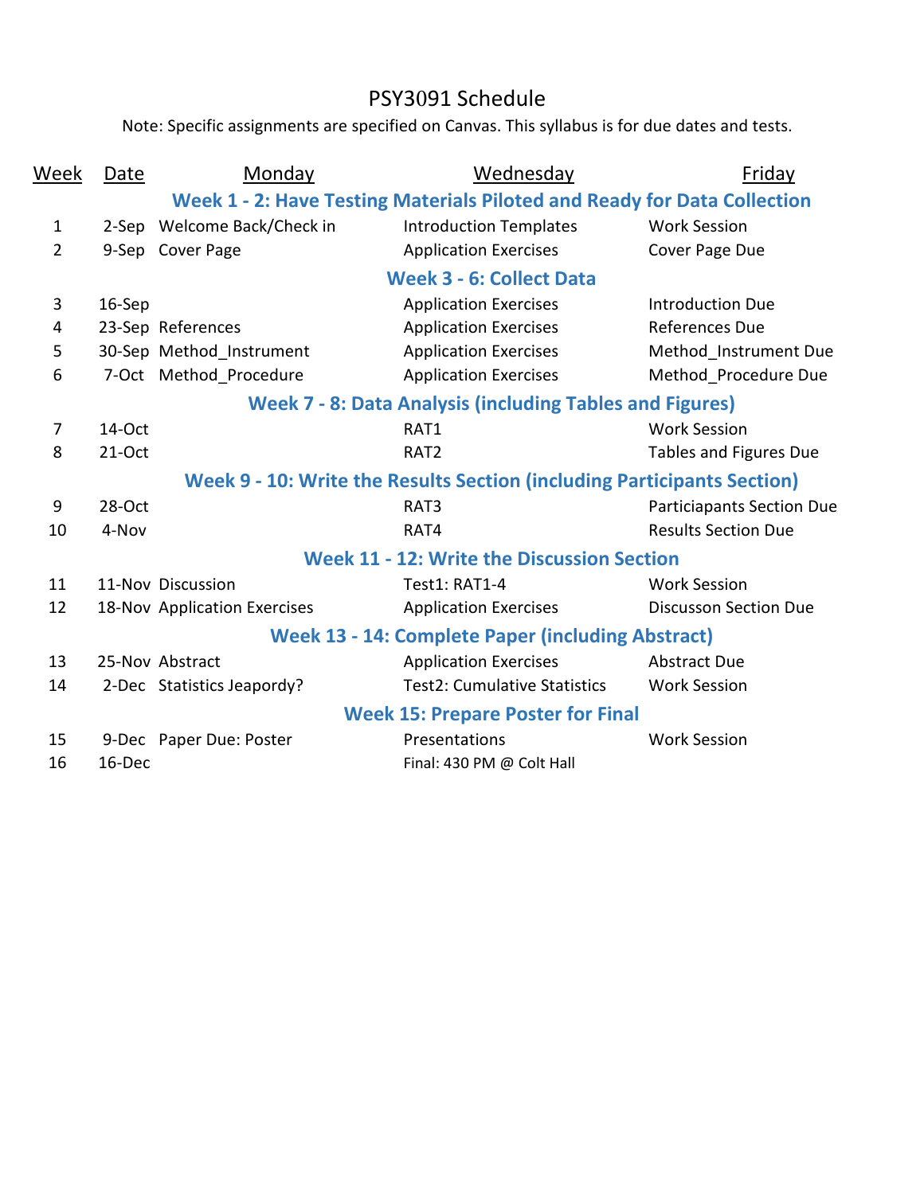# PSY3091 Schedule

Note: Specific assignments are specified on Canvas. This syllabus is for due dates and tests.

| Week | Date | Monday | Wednesday | Friday |
|---|---|---|---|---|
| | | **Week 1 - 2: Have Testing Materials Piloted and Ready for Data Collection** | | |
| 1 | 2-Sep | Welcome Back/Check in | Introduction Templates | Work Session |
| 2 | 9-Sep | Cover Page | Application Exercises | Cover Page Due |
| | | **Week 3 - 6: Collect Data** | | |
| 3 | 16-Sep | | Application Exercises | Introduction Due |
| 4 | 23-Sep | References | Application Exercises | References Due |
| 5 | 30-Sep | Method_Instrument | Application Exercises | Method_Instrument Due |
| 6 | 7-Oct | Method_Procedure | Application Exercises | Method_Procedure Due |
| | | **Week 7 - 8: Data Analysis (including Tables and Figures)** | | |
| 7 | 14-Oct | | RAT1 | Work Session |
| 8 | 21-Oct | | RAT2 | Tables and Figures Due |
| | | **Week 9 - 10: Write the Results Section (including Participants Section)** | | |
| 9 | 28-Oct | | RAT3 | Particiapants Section Due |
| 10 | 4-Nov | | RAT4 | Results Section Due |
| | | **Week 11 - 12: Write the Discussion Section** | | |
| 11 | 11-Nov | Discussion | Test1: RAT1-4 | Work Session |
| 12 | 18-Nov | Application Exercises | Application Exercises | Discusson Section Due |
| | | **Week 13 - 14: Complete Paper (including Abstract)** | | |
| 13 | 25-Nov | Abstract | Application Exercises | Abstract Due |
| 14 | 2-Dec | Statistics Jeapordy? | Test2: Cumulative Statistics | Work Session |
| | | **Week 15: Prepare Poster for Final** | | |
| 15 | 9-Dec | Paper Due: Poster | Presentations | Work Session |
| 16 | 16-Dec | | Final: 430 PM @ Colt Hall | |